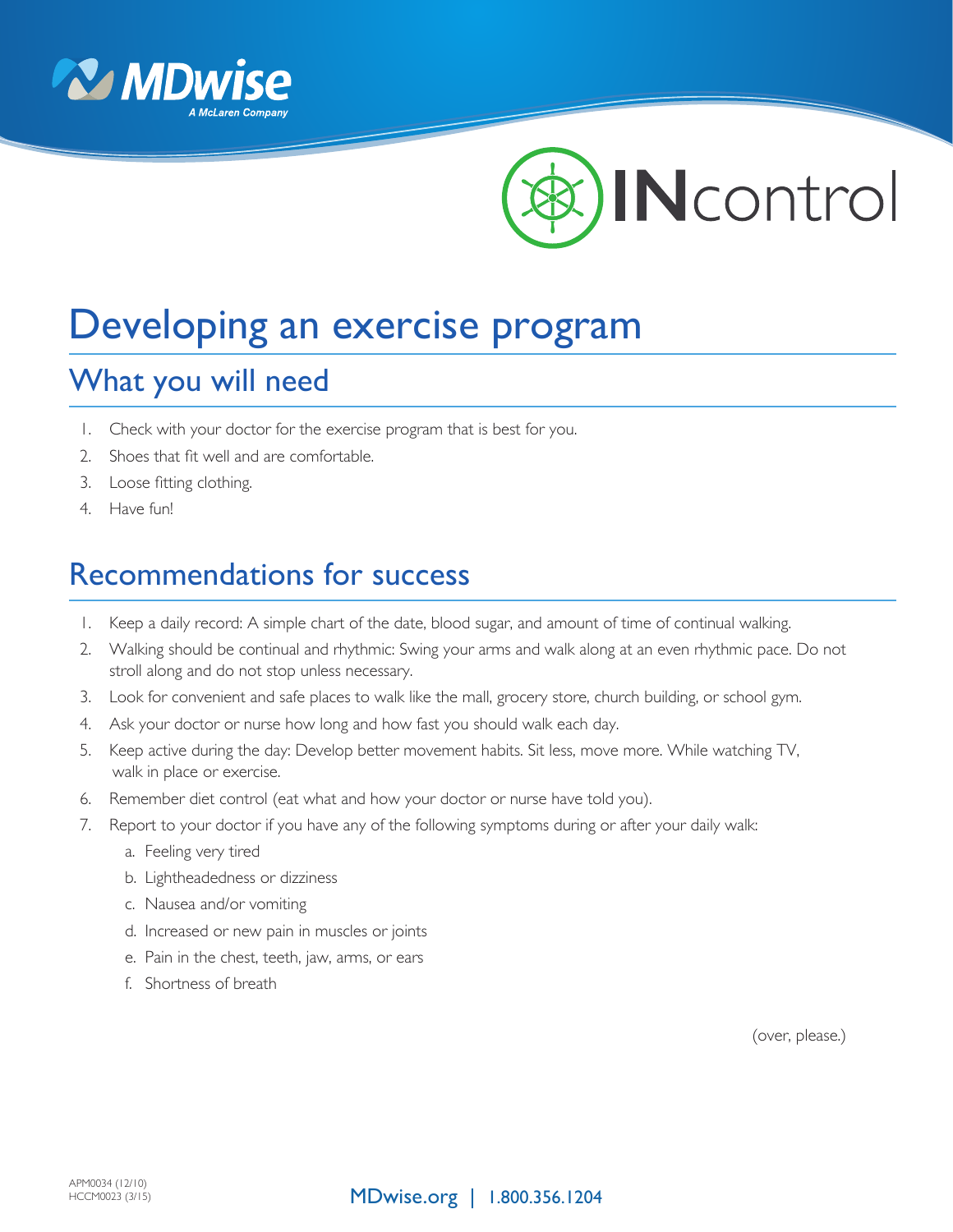# Developing an exercise program

## What you will need

1. Check with your doctor for the exercise program that is best for you.
2. Shoes that fit well and are comfortable.
3. Loose fitting clothing.
4. Have fun!

## Recommendations for success

1. Keep a daily record: A simple chart of the date, blood sugar, and amount of time of continual walking.
2. Walking should be continual and rhythmic: Swing your arms and walk along at an even rhythmic pace. Do not stroll along and do not stop unless necessary.
3. Look for convenient and safe places to walk like the mall, grocery store, church building, or school gym.
4. Ask your doctor or nurse how long and how fast you should walk each day.
5. Keep active during the day: Develop better movement habits. Sit less, move more. While watching TV, walk in place or exercise.
6. Remember diet control (eat what and how your doctor or nurse have told you).
7. Report to your doctor if you have any of the following symptoms during or after your daily walk:
   a. Feeling very tired
   b. Lightheadedness or dizziness
   c. Nausea and/or vomiting
   d. Increased or new pain in muscles or joints
   e. Pain in the chest, teeth, jaw, arms, or ears
   f. Shortness of breath

(over, please.)

APM0034 (12/10)
HCCM0023 (3/15)

MDwise.org | 1.800.356.1204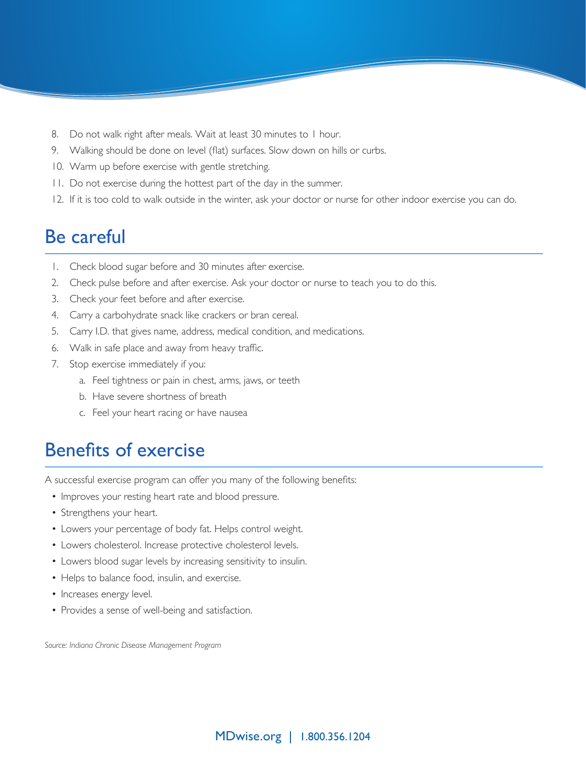8. Do not walk right after meals. Wait at least 30 minutes to 1 hour.
9. Walking should be done on level (flat) surfaces. Slow down on hills or curbs.
10. Warm up before exercise with gentle stretching.
11. Do not exercise during the hottest part of the day in the summer.
12. If it is too cold to walk outside in the winter, ask your doctor or nurse for other indoor exercise you can do.

## Be careful

1. Check blood sugar before and 30 minutes after exercise.
2. Check pulse before and after exercise. Ask your doctor or nurse to teach you to do this.
3. Check your feet before and after exercise.
4. Carry a carbohydrate snack like crackers or bran cereal.
5. Carry I.D. that gives name, address, medical condition, and medications.
6. Walk in safe place and away from heavy traffic.
7. Stop exercise immediately if you:
   a. Feel tightness or pain in chest, arms, jaws, or teeth
   b. Have severe shortness of breath
   c. Feel your heart racing or have nausea

## Benefits of exercise

A successful exercise program can offer you many of the following benefits:

- Improves your resting heart rate and blood pressure.
- Strengthens your heart.
- Lowers your percentage of body fat. Helps control weight.
- Lowers cholesterol. Increase protective cholesterol levels.
- Lowers blood sugar levels by increasing sensitivity to insulin.
- Helps to balance food, insulin, and exercise.
- Increases energy level.
- Provides a sense of well-being and satisfaction.

*Source: Indiana Chronic Disease Management Program*

MDwise.org | 1.800.356.1204